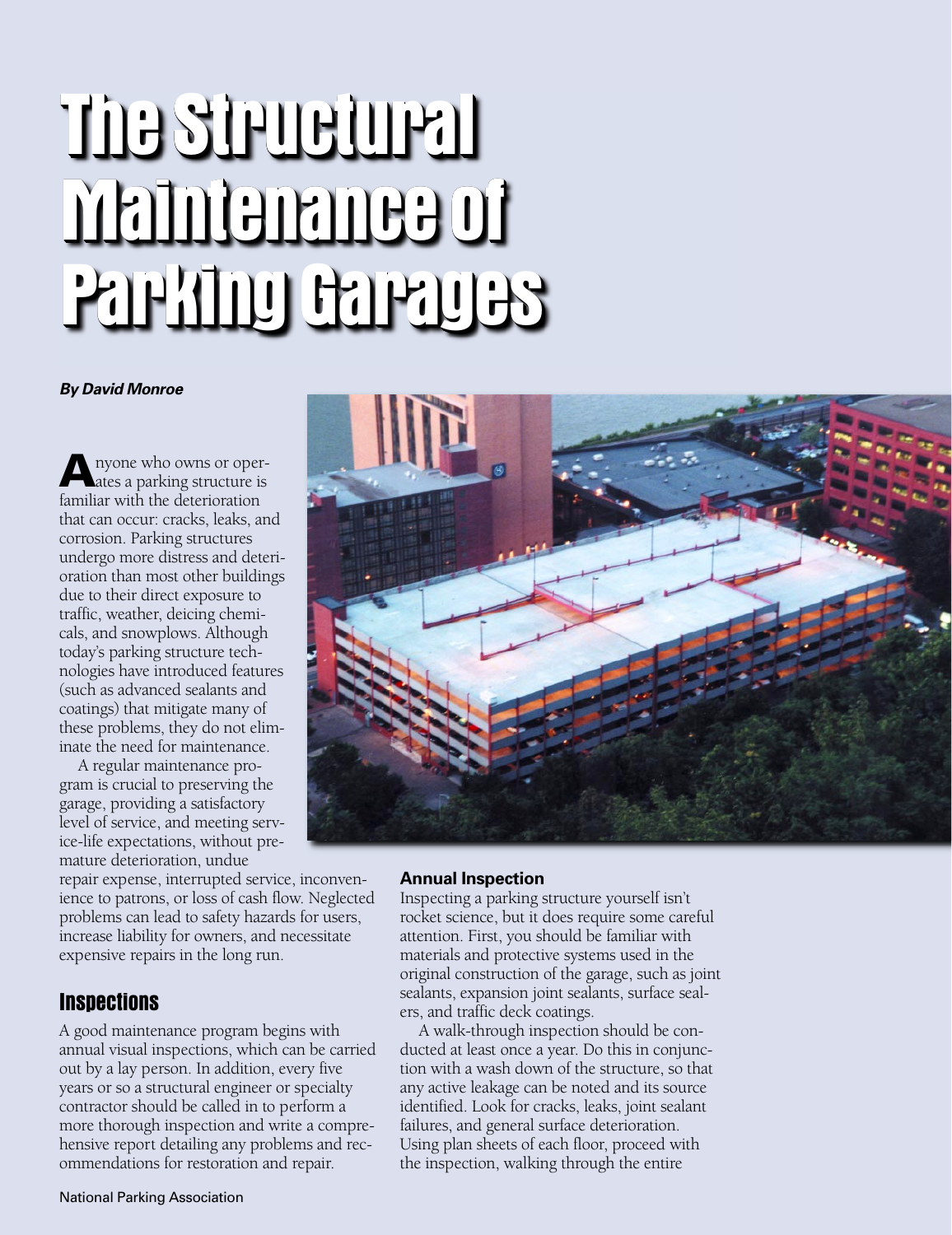# The Structural Maintenance of Parking Garages

***By David Monroe***

Anyone who owns or operates a parking structure is familiar with the deterioration that can occur: cracks, leaks, and corrosion. Parking structures undergo more distress and deterioration than most other buildings due to their direct exposure to traffic, weather, deicing chemicals, and snowplows. Although today's parking structure technologies have introduced features (such as advanced sealants and coatings) that mitigate many of these problems, they do not eliminate the need for maintenance.

A regular maintenance program is crucial to preserving the garage, providing a satisfactory level of service, and meeting service-life expectations, without premature deterioration, undue repair expense, interrupted service, inconvenience to patrons, or loss of cash flow. Neglected problems can lead to safety hazards for users, increase liability for owners, and necessitate expensive repairs in the long run.

## Inspections

A good maintenance program begins with annual visual inspections, which can be carried out by a lay person. In addition, every five years or so a structural engineer or specialty contractor should be called in to perform a more thorough inspection and write a comprehensive report detailing any problems and recommendations for restoration and repair.

### Annual Inspection

Inspecting a parking structure yourself isn't rocket science, but it does require some careful attention. First, you should be familiar with materials and protective systems used in the original construction of the garage, such as joint sealants, expansion joint sealants, surface sealers, and traffic deck coatings.

A walk-through inspection should be conducted at least once a year. Do this in conjunction with a wash down of the structure, so that any active leakage can be noted and its source identified. Look for cracks, leaks, joint sealant failures, and general surface deterioration. Using plan sheets of each floor, proceed with the inspection, walking through the entire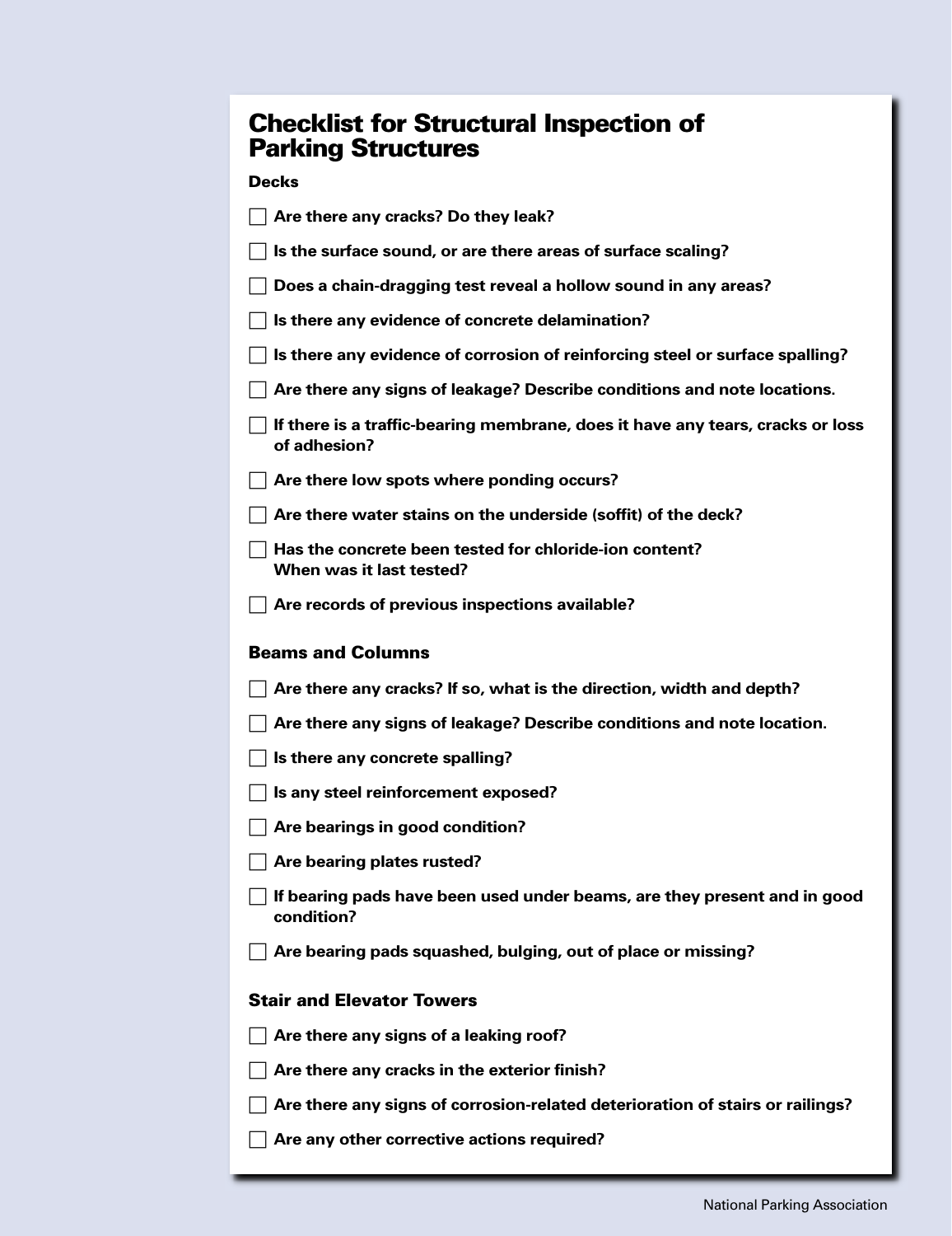# Checklist for Structural Inspection of Parking Structures

### Decks

- [ ] Are there any cracks? Do they leak?
- [ ] Is the surface sound, or are there areas of surface scaling?
- [ ] Does a chain-dragging test reveal a hollow sound in any areas?
- [ ] Is there any evidence of concrete delamination?
- [ ] Is there any evidence of corrosion of reinforcing steel or surface spalling?
- [ ] Are there any signs of leakage? Describe conditions and note locations.
- [ ] If there is a traffic-bearing membrane, does it have any tears, cracks or loss of adhesion?
- [ ] Are there low spots where ponding occurs?
- [ ] Are there water stains on the underside (soffit) of the deck?
- [ ] Has the concrete been tested for chloride-ion content? When was it last tested?
- [ ] Are records of previous inspections available?

### Beams and Columns

- [ ] Are there any cracks? If so, what is the direction, width and depth?
- [ ] Are there any signs of leakage? Describe conditions and note location.
- [ ] Is there any concrete spalling?
- [ ] Is any steel reinforcement exposed?
- [ ] Are bearings in good condition?
- [ ] Are bearing plates rusted?
- [ ] If bearing pads have been used under beams, are they present and in good condition?
- [ ] Are bearing pads squashed, bulging, out of place or missing?

### Stair and Elevator Towers

- [ ] Are there any signs of a leaking roof?
- [ ] Are there any cracks in the exterior finish?
- [ ] Are there any signs of corrosion-related deterioration of stairs or railings?
- [ ] Are any other corrective actions required?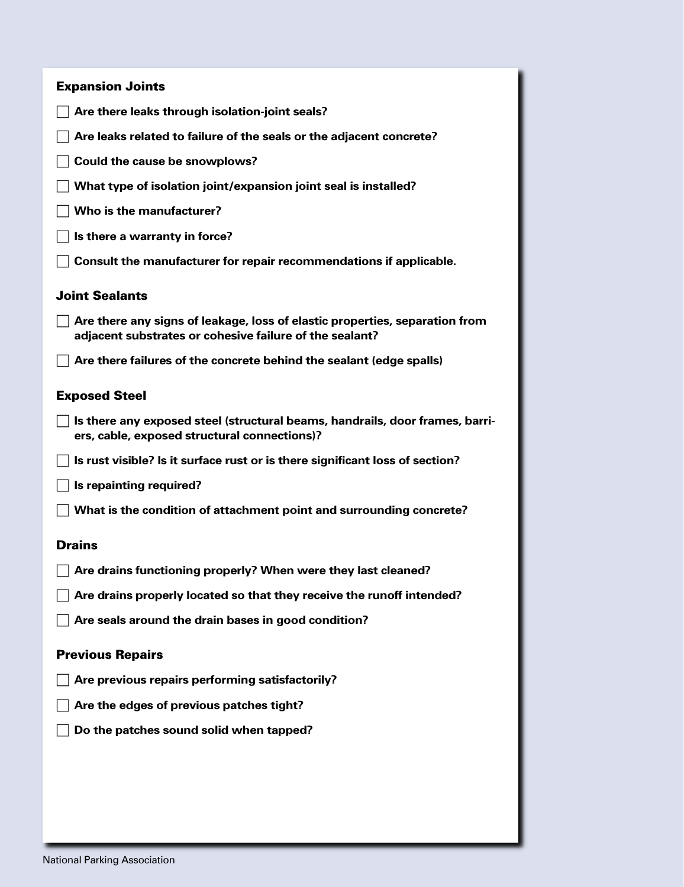### Expansion Joints

- [ ] Are there leaks through isolation-joint seals?
- [ ] Are leaks related to failure of the seals or the adjacent concrete?
- [ ] Could the cause be snowplows?
- [ ] What type of isolation joint/expansion joint seal is installed?
- [ ] Who is the manufacturer?
- [ ] Is there a warranty in force?
- [ ] Consult the manufacturer for repair recommendations if applicable.

### Joint Sealants

- [ ] Are there any signs of leakage, loss of elastic properties, separation from adjacent substrates or cohesive failure of the sealant?
- [ ] Are there failures of the concrete behind the sealant (edge spalls)

### Exposed Steel

- [ ] Is there any exposed steel (structural beams, handrails, door frames, barriers, cable, exposed structural connections)?
- [ ] Is rust visible? Is it surface rust or is there significant loss of section?
- [ ] Is repainting required?
- [ ] What is the condition of attachment point and surrounding concrete?

### Drains

- [ ] Are drains functioning properly? When were they last cleaned?
- [ ] Are drains properly located so that they receive the runoff intended?
- [ ] Are seals around the drain bases in good condition?

### Previous Repairs

- [ ] Are previous repairs performing satisfactorily?
- [ ] Are the edges of previous patches tight?
- [ ] Do the patches sound solid when tapped?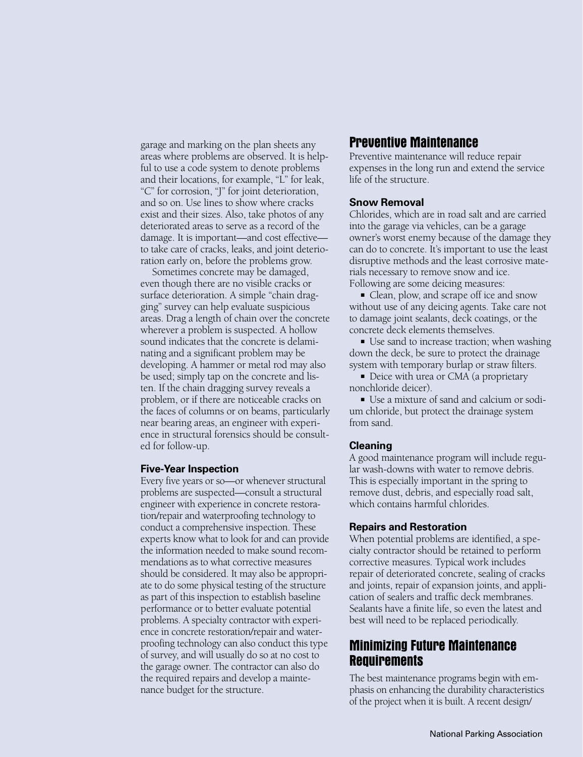garage and marking on the plan sheets any areas where problems are observed. It is helpful to use a code system to denote problems and their locations, for example, "L" for leak, "C" for corrosion, "J" for joint deterioration, and so on. Use lines to show where cracks exist and their sizes. Also, take photos of any deteriorated areas to serve as a record of the damage. It is important—and cost effective—to take care of cracks, leaks, and joint deterioration early on, before the problems grow.

Sometimes concrete may be damaged, even though there are no visible cracks or surface deterioration. A simple "chain dragging" survey can help evaluate suspicious areas. Drag a length of chain over the concrete wherever a problem is suspected. A hollow sound indicates that the concrete is delaminating and a significant problem may be developing. A hammer or metal rod may also be used; simply tap on the concrete and listen. If the chain dragging survey reveals a problem, or if there are noticeable cracks on the faces of columns or on beams, particularly near bearing areas, an engineer with experience in structural forensics should be consulted for follow-up.

### Five-Year Inspection

Every five years or so—or whenever structural problems are suspected—consult a structural engineer with experience in concrete restoration/repair and waterproofing technology to conduct a comprehensive inspection. These experts know what to look for and can provide the information needed to make sound recommendations as to what corrective measures should be considered. It may also be appropriate to do some physical testing of the structure as part of this inspection to establish baseline performance or to better evaluate potential problems. A specialty contractor with experience in concrete restoration/repair and waterproofing technology can also conduct this type of survey, and will usually do so at no cost to the garage owner. The contractor can also do the required repairs and develop a maintenance budget for the structure.

## Preventive Maintenance

Preventive maintenance will reduce repair expenses in the long run and extend the service life of the structure.

### Snow Removal

Chlorides, which are in road salt and are carried into the garage via vehicles, can be a garage owner's worst enemy because of the damage they can do to concrete. It's important to use the least disruptive methods and the least corrosive materials necessary to remove snow and ice. Following are some deicing measures:

- Clean, plow, and scrape off ice and snow without use of any deicing agents. Take care not to damage joint sealants, deck coatings, or the concrete deck elements themselves.
- Use sand to increase traction; when washing down the deck, be sure to protect the drainage system with temporary burlap or straw filters.
- Deice with urea or CMA (a proprietary nonchloride deicer).
- Use a mixture of sand and calcium or sodium chloride, but protect the drainage system from sand.

### Cleaning

A good maintenance program will include regular wash-downs with water to remove debris. This is especially important in the spring to remove dust, debris, and especially road salt, which contains harmful chlorides.

### Repairs and Restoration

When potential problems are identified, a specialty contractor should be retained to perform corrective measures. Typical work includes repair of deteriorated concrete, sealing of cracks and joints, repair of expansion joints, and application of sealers and traffic deck membranes. Sealants have a finite life, so even the latest and best will need to be replaced periodically.

## Minimizing Future Maintenance Requirements

The best maintenance programs begin with emphasis on enhancing the durability characteristics of the project when it is built. A recent design/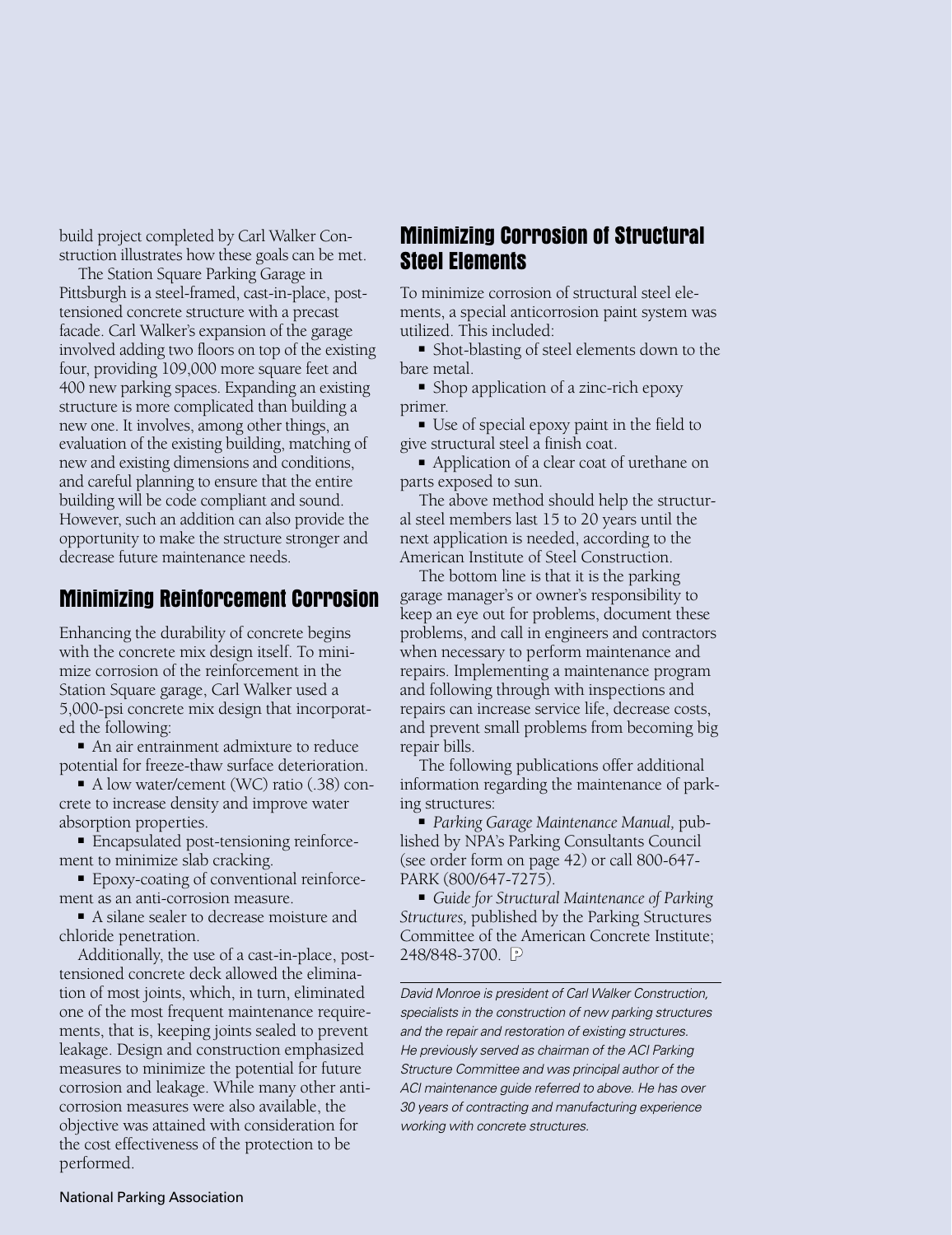build project completed by Carl Walker Construction illustrates how these goals can be met.

The Station Square Parking Garage in Pittsburgh is a steel-framed, cast-in-place, post-tensioned concrete structure with a precast facade. Carl Walker's expansion of the garage involved adding two floors on top of the existing four, providing 109,000 more square feet and 400 new parking spaces. Expanding an existing structure is more complicated than building a new one. It involves, among other things, an evaluation of the existing building, matching of new and existing dimensions and conditions, and careful planning to ensure that the entire building will be code compliant and sound. However, such an addition can also provide the opportunity to make the structure stronger and decrease future maintenance needs.

## Minimizing Reinforcement Corrosion

Enhancing the durability of concrete begins with the concrete mix design itself. To minimize corrosion of the reinforcement in the Station Square garage, Carl Walker used a 5,000-psi concrete mix design that incorporated the following:

- An air entrainment admixture to reduce potential for freeze-thaw surface deterioration.
- A low water/cement (WC) ratio (.38) concrete to increase density and improve water absorption properties.
- Encapsulated post-tensioning reinforcement to minimize slab cracking.
- Epoxy-coating of conventional reinforcement as an anti-corrosion measure.
- A silane sealer to decrease moisture and chloride penetration.

Additionally, the use of a cast-in-place, post-tensioned concrete deck allowed the elimination of most joints, which, in turn, eliminated one of the most frequent maintenance requirements, that is, keeping joints sealed to prevent leakage. Design and construction emphasized measures to minimize the potential for future corrosion and leakage. While many other anti-corrosion measures were also available, the objective was attained with consideration for the cost effectiveness of the protection to be performed.

## Minimizing Corrosion of Structural Steel Elements

To minimize corrosion of structural steel elements, a special anticorrosion paint system was utilized. This included:

- Shot-blasting of steel elements down to the bare metal.
- Shop application of a zinc-rich epoxy primer.
- Use of special epoxy paint in the field to give structural steel a finish coat.
- Application of a clear coat of urethane on parts exposed to sun.

The above method should help the structural steel members last 15 to 20 years until the next application is needed, according to the American Institute of Steel Construction.

The bottom line is that it is the parking garage manager's or owner's responsibility to keep an eye out for problems, document these problems, and call in engineers and contractors when necessary to perform maintenance and repairs. Implementing a maintenance program and following through with inspections and repairs can increase service life, decrease costs, and prevent small problems from becoming big repair bills.

The following publications offer additional information regarding the maintenance of parking structures:

- *Parking Garage Maintenance Manual,* published by NPA's Parking Consultants Council (see order form on page 42) or call 800-647-PARK (800/647-7275).
- *Guide for Structural Maintenance of Parking Structures,* published by the Parking Structures Committee of the American Concrete Institute; 248/848-3700.

---

*David Monroe is president of Carl Walker Construction, specialists in the construction of new parking structures and the repair and restoration of existing structures. He previously served as chairman of the ACI Parking Structure Committee and was principal author of the ACI maintenance guide referred to above. He has over 30 years of contracting and manufacturing experience working with concrete structures.*